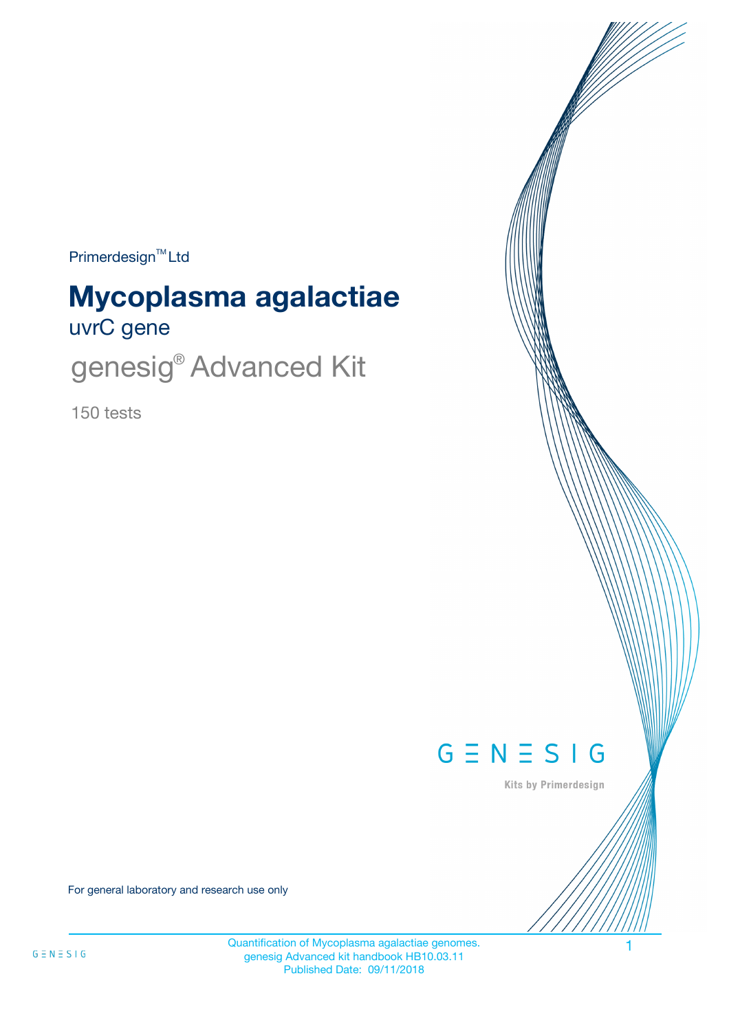Primerdesign™ Ltd

# Mycoplasma agalactiae

## uvrC gene

## genesig® Advanced Kit

150 tests

GENESIG

Kits by Primerdesign

For general laboratory and research use only

Quantification of Mycoplasma agalactiae genomes.
genesig Advanced kit handbook HB10.03.11
Published Date: 09/11/2018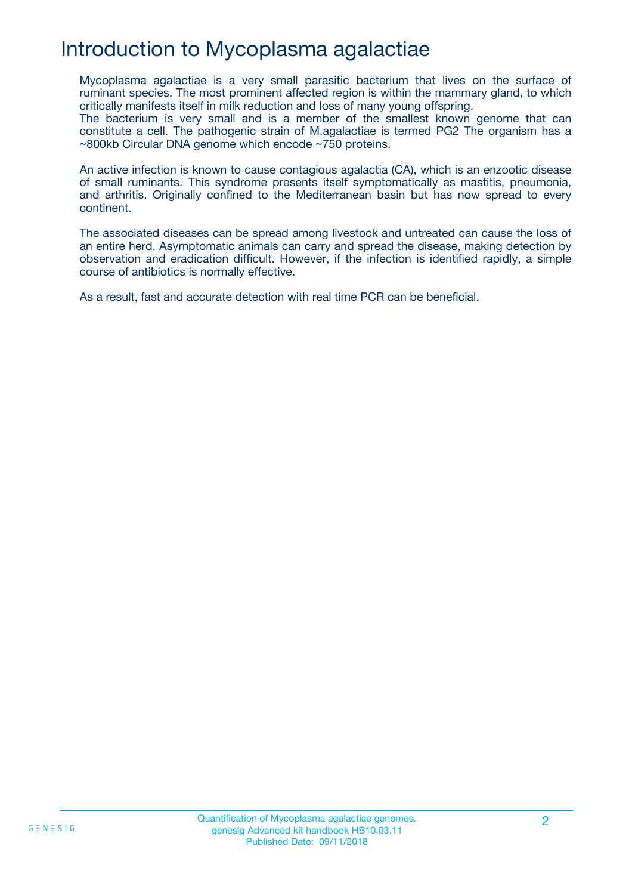# Introduction to Mycoplasma agalactiae

Mycoplasma agalactiae is a very small parasitic bacterium that lives on the surface of ruminant species. The most prominent affected region is within the mammary gland, to which critically manifests itself in milk reduction and loss of many young offspring.
The bacterium is very small and is a member of the smallest known genome that can constitute a cell. The pathogenic strain of M.agalactiae is termed PG2 The organism has a ~800kb Circular DNA genome which encode ~750 proteins.

An active infection is known to cause contagious agalactia (CA), which is an enzootic disease of small ruminants. This syndrome presents itself symptomatically as mastitis, pneumonia, and arthritis. Originally confined to the Mediterranean basin but has now spread to every continent.

The associated diseases can be spread among livestock and untreated can cause the loss of an entire herd. Asymptomatic animals can carry and spread the disease, making detection by observation and eradication difficult. However, if the infection is identified rapidly, a simple course of antibiotics is normally effective.

As a result, fast and accurate detection with real time PCR can be beneficial.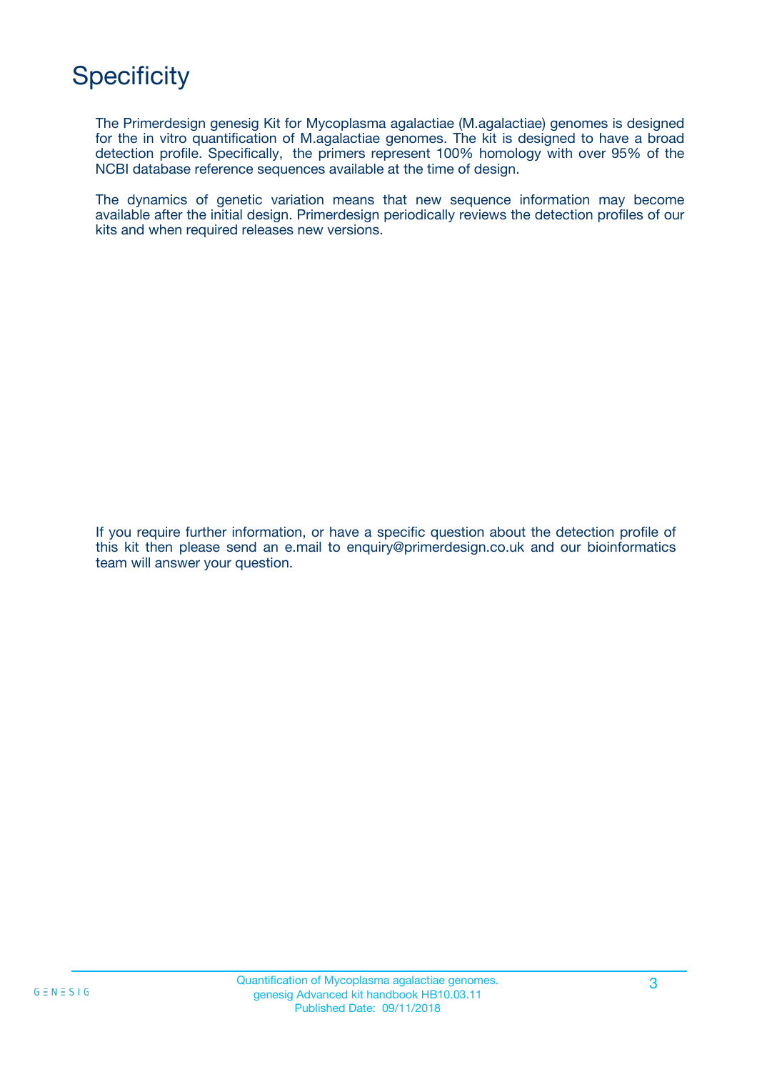# Specificity

The Primerdesign genesig Kit for Mycoplasma agalactiae (M.agalactiae) genomes is designed for the in vitro quantification of M.agalactiae genomes. The kit is designed to have a broad detection profile. Specifically, the primers represent 100% homology with over 95% of the NCBI database reference sequences available at the time of design.

The dynamics of genetic variation means that new sequence information may become available after the initial design. Primerdesign periodically reviews the detection profiles of our kits and when required releases new versions.

If you require further information, or have a specific question about the detection profile of this kit then please send an e.mail to enquiry@primerdesign.co.uk and our bioinformatics team will answer your question.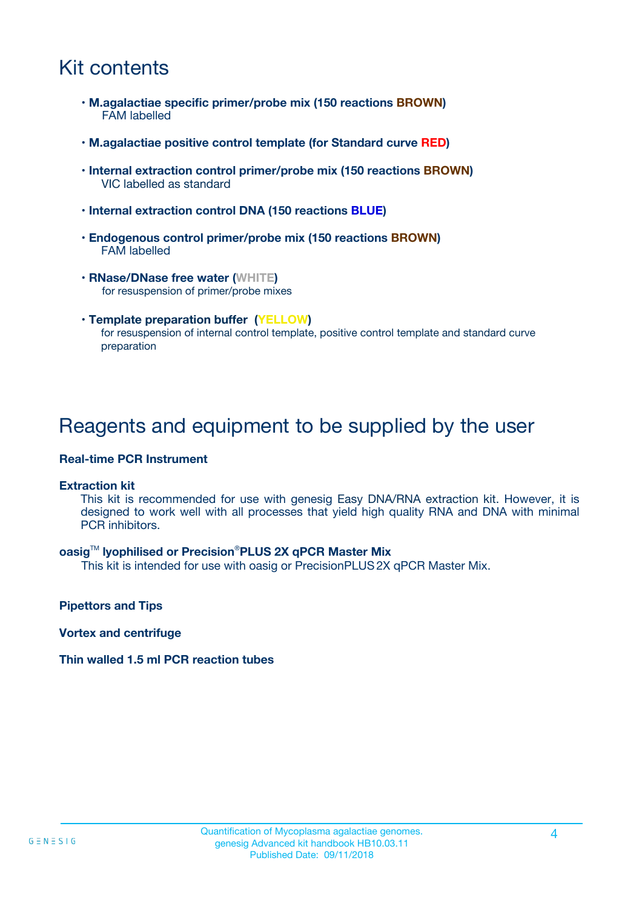# Kit contents

- **M.agalactiae specific primer/probe mix (150 reactions BROWN)**
  FAM labelled
- **M.agalactiae positive control template (for Standard curve RED)**
- **Internal extraction control primer/probe mix (150 reactions BROWN)**
  VIC labelled as standard
- **Internal extraction control DNA (150 reactions BLUE)**
- **Endogenous control primer/probe mix (150 reactions BROWN)**
  FAM labelled
- **RNase/DNase free water (WHITE)**
  for resuspension of primer/probe mixes
- **Template preparation buffer (YELLOW)**
  for resuspension of internal control template, positive control template and standard curve preparation

# Reagents and equipment to be supplied by the user

**Real-time PCR Instrument**

**Extraction kit**
This kit is recommended for use with genesig Easy DNA/RNA extraction kit. However, it is designed to work well with all processes that yield high quality RNA and DNA with minimal PCR inhibitors.

**oasig™ lyophilised or Precision®PLUS 2X qPCR Master Mix**
This kit is intended for use with oasig or PrecisionPLUS 2X qPCR Master Mix.

**Pipettors and Tips**

**Vortex and centrifuge**

**Thin walled 1.5 ml PCR reaction tubes**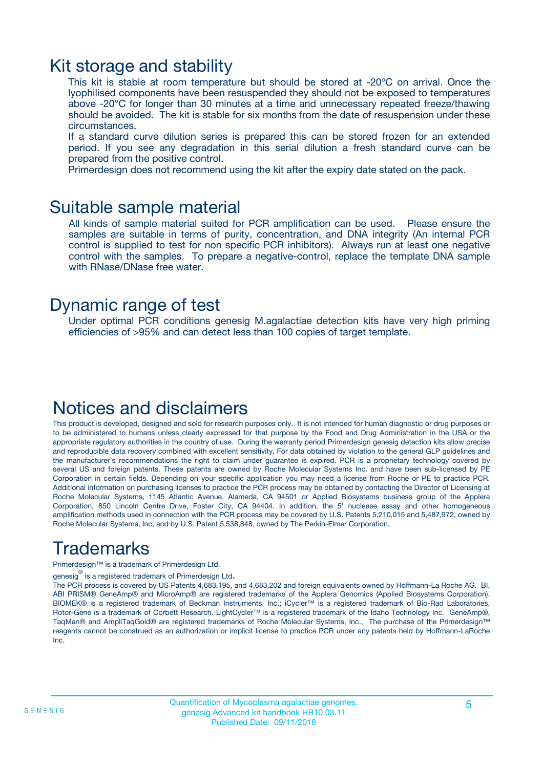# Kit storage and stability

This kit is stable at room temperature but should be stored at -20ºC on arrival. Once the lyophilised components have been resuspended they should not be exposed to temperatures above -20°C for longer than 30 minutes at a time and unnecessary repeated freeze/thawing should be avoided. The kit is stable for six months from the date of resuspension under these circumstances.

If a standard curve dilution series is prepared this can be stored frozen for an extended period. If you see any degradation in this serial dilution a fresh standard curve can be prepared from the positive control.

Primerdesign does not recommend using the kit after the expiry date stated on the pack.

# Suitable sample material

All kinds of sample material suited for PCR amplification can be used. Please ensure the samples are suitable in terms of purity, concentration, and DNA integrity (An internal PCR control is supplied to test for non specific PCR inhibitors). Always run at least one negative control with the samples. To prepare a negative-control, replace the template DNA sample with RNase/DNase free water.

# Dynamic range of test

Under optimal PCR conditions genesig M.agalactiae detection kits have very high priming efficiencies of >95% and can detect less than 100 copies of target template.

# Notices and disclaimers

This product is developed, designed and sold for research purposes only. It is not intended for human diagnostic or drug purposes or to be administered to humans unless clearly expressed for that purpose by the Food and Drug Administration in the USA or the appropriate regulatory authorities in the country of use. During the warranty period Primerdesign genesig detection kits allow precise and reproducible data recovery combined with excellent sensitivity. For data obtained by violation to the general GLP guidelines and the manufacturer's recommendations the right to claim under guarantee is expired. PCR is a proprietary technology covered by several US and foreign patents. These patents are owned by Roche Molecular Systems Inc. and have been sub-licensed by PE Corporation in certain fields. Depending on your specific application you may need a license from Roche or PE to practice PCR. Additional information on purchasing licenses to practice the PCR process may be obtained by contacting the Director of Licensing at Roche Molecular Systems, 1145 Atlantic Avenue, Alameda, CA 94501 or Applied Biosystems business group of the Applera Corporation, 850 Lincoln Centre Drive, Foster City, CA 94404. In addition, the 5' nuclease assay and other homogeneous amplification methods used in connection with the PCR process may be covered by U.S. Patents 5,210,015 and 5,487,972, owned by Roche Molecular Systems, Inc, and by U.S. Patent 5,538,848, owned by The Perkin-Elmer Corporation.

# Trademarks

Primerdesign™ is a trademark of Primerdesign Ltd.

genesig® is a registered trademark of Primerdesign Ltd.

The PCR process is covered by US Patents 4,683,195, and 4,683,202 and foreign equivalents owned by Hoffmann-La Roche AG. BI, ABI PRISM® GeneAmp® and MicroAmp® are registered trademarks of the Applera Genomics (Applied Biosystems Corporation). BIOMEK® is a registered trademark of Beckman Instruments, Inc.; iCycler™ is a registered trademark of Bio-Rad Laboratories, Rotor-Gene is a trademark of Corbett Research. LightCycler™ is a registered trademark of the Idaho Technology Inc. GeneAmp®, TaqMan® and AmpliTaqGold® are registered trademarks of Roche Molecular Systems, Inc., The purchase of the Primerdesign™ reagents cannot be construed as an authorization or implicit license to practice PCR under any patents held by Hoffmann-LaRoche Inc.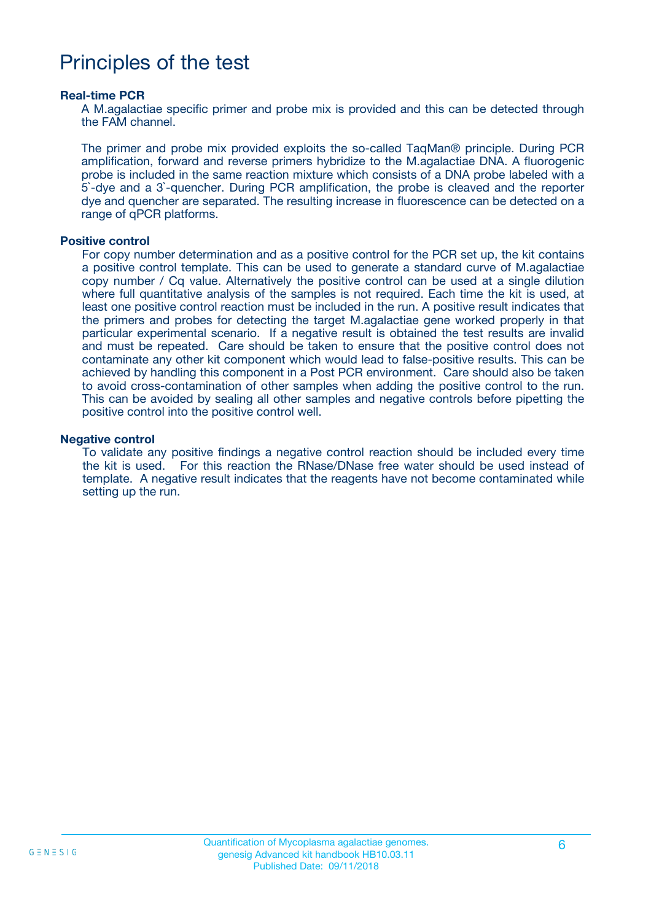# Principles of the test

### Real-time PCR

A M.agalactiae specific primer and probe mix is provided and this can be detected through the FAM channel.

The primer and probe mix provided exploits the so-called TaqMan® principle. During PCR amplification, forward and reverse primers hybridize to the M.agalactiae DNA. A fluorogenic probe is included in the same reaction mixture which consists of a DNA probe labeled with a 5`-dye and a 3`-quencher. During PCR amplification, the probe is cleaved and the reporter dye and quencher are separated. The resulting increase in fluorescence can be detected on a range of qPCR platforms.

### Positive control

For copy number determination and as a positive control for the PCR set up, the kit contains a positive control template. This can be used to generate a standard curve of M.agalactiae copy number / Cq value. Alternatively the positive control can be used at a single dilution where full quantitative analysis of the samples is not required. Each time the kit is used, at least one positive control reaction must be included in the run. A positive result indicates that the primers and probes for detecting the target M.agalactiae gene worked properly in that particular experimental scenario. If a negative result is obtained the test results are invalid and must be repeated. Care should be taken to ensure that the positive control does not contaminate any other kit component which would lead to false-positive results. This can be achieved by handling this component in a Post PCR environment. Care should also be taken to avoid cross-contamination of other samples when adding the positive control to the run. This can be avoided by sealing all other samples and negative controls before pipetting the positive control into the positive control well.

### Negative control

To validate any positive findings a negative control reaction should be included every time the kit is used. For this reaction the RNase/DNase free water should be used instead of template. A negative result indicates that the reagents have not become contaminated while setting up the run.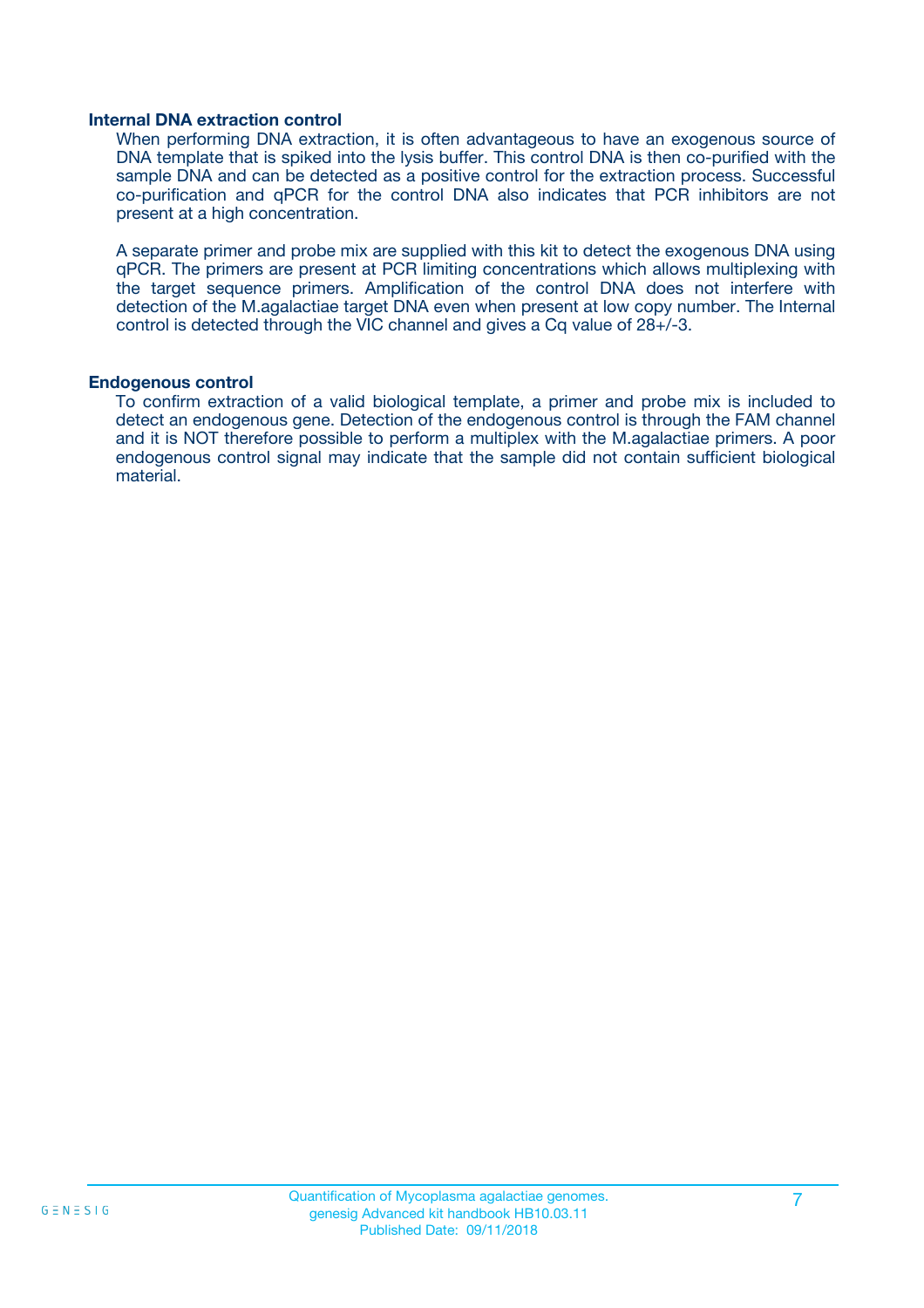### Internal DNA extraction control

When performing DNA extraction, it is often advantageous to have an exogenous source of DNA template that is spiked into the lysis buffer. This control DNA is then co-purified with the sample DNA and can be detected as a positive control for the extraction process. Successful co-purification and qPCR for the control DNA also indicates that PCR inhibitors are not present at a high concentration.

A separate primer and probe mix are supplied with this kit to detect the exogenous DNA using qPCR. The primers are present at PCR limiting concentrations which allows multiplexing with the target sequence primers. Amplification of the control DNA does not interfere with detection of the M.agalactiae target DNA even when present at low copy number. The Internal control is detected through the VIC channel and gives a Cq value of 28+/-3.

### Endogenous control

To confirm extraction of a valid biological template, a primer and probe mix is included to detect an endogenous gene. Detection of the endogenous control is through the FAM channel and it is NOT therefore possible to perform a multiplex with the M.agalactiae primers. A poor endogenous control signal may indicate that the sample did not contain sufficient biological material.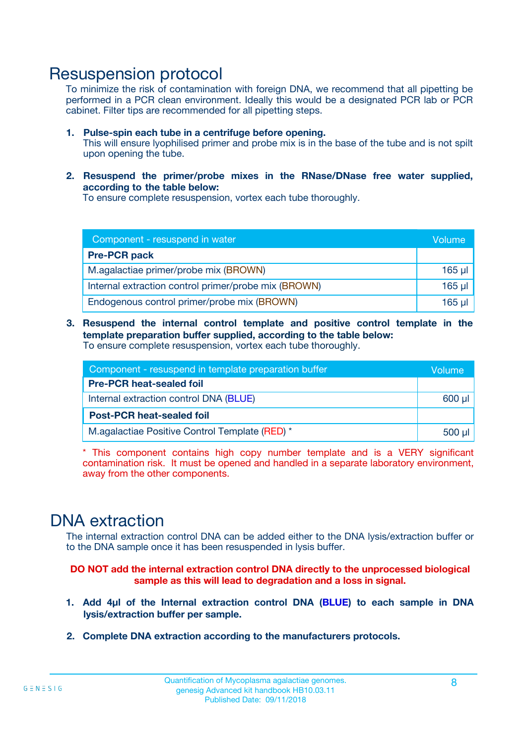# Resuspension protocol

To minimize the risk of contamination with foreign DNA, we recommend that all pipetting be performed in a PCR clean environment. Ideally this would be a designated PCR lab or PCR cabinet. Filter tips are recommended for all pipetting steps.

1. **Pulse-spin each tube in a centrifuge before opening.**
   This will ensure lyophilised primer and probe mix is in the base of the tube and is not spilt upon opening the tube.

2. **Resuspend the primer/probe mixes in the RNase/DNase free water supplied, according to the table below:**
   To ensure complete resuspension, vortex each tube thoroughly.

| Component - resuspend in water | Volume |
|---|---|
| **Pre-PCR pack** | |
| M.agalactiae primer/probe mix (BROWN) | 165 µl |
| Internal extraction control primer/probe mix (BROWN) | 165 µl |
| Endogenous control primer/probe mix (BROWN) | 165 µl |

3. **Resuspend the internal control template and positive control template in the template preparation buffer supplied, according to the table below:**
   To ensure complete resuspension, vortex each tube thoroughly.

| Component - resuspend in template preparation buffer | Volume |
|---|---|
| **Pre-PCR heat-sealed foil** | |
| Internal extraction control DNA (BLUE) | 600 µl |
| **Post-PCR heat-sealed foil** | |
| M.agalactiae Positive Control Template (RED) * | 500 µl |

\* This component contains high copy number template and is a VERY significant contamination risk. It must be opened and handled in a separate laboratory environment, away from the other components.

# DNA extraction

The internal extraction control DNA can be added either to the DNA lysis/extraction buffer or to the DNA sample once it has been resuspended in lysis buffer.

**DO NOT add the internal extraction control DNA directly to the unprocessed biological sample as this will lead to degradation and a loss in signal.**

1. **Add 4µl of the Internal extraction control DNA (BLUE) to each sample in DNA lysis/extraction buffer per sample.**

2. **Complete DNA extraction according to the manufacturers protocols.**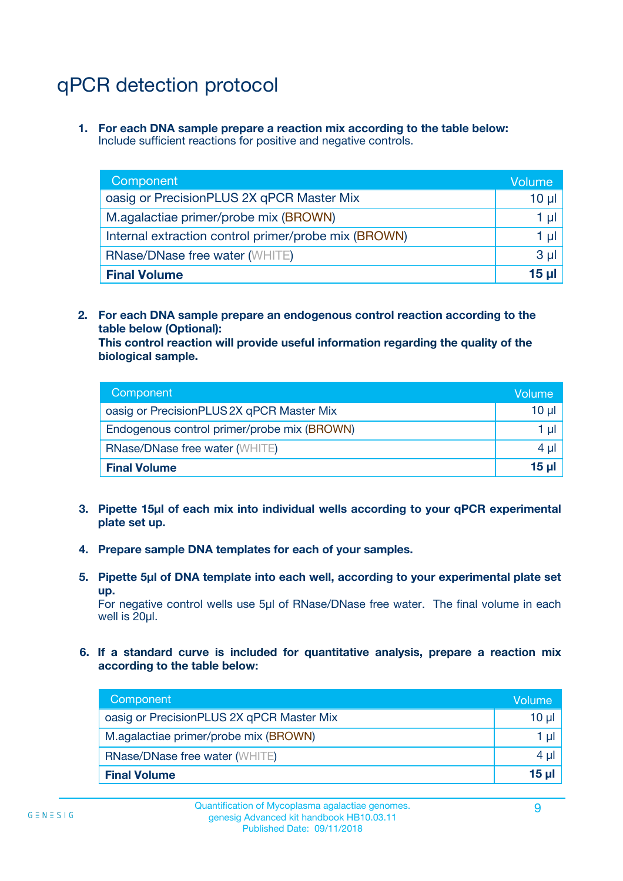# qPCR detection protocol

1. **For each DNA sample prepare a reaction mix according to the table below:**
   Include sufficient reactions for positive and negative controls.

| Component | Volume |
|---|---|
| oasig or PrecisionPLUS 2X qPCR Master Mix | 10 µl |
| M.agalactiae primer/probe mix (BROWN) | 1 µl |
| Internal extraction control primer/probe mix (BROWN) | 1 µl |
| RNase/DNase free water (WHITE) | 3 µl |
| **Final Volume** | **15 µl** |

2. **For each DNA sample prepare an endogenous control reaction according to the table below (Optional):**
   **This control reaction will provide useful information regarding the quality of the biological sample.**

| Component | Volume |
|---|---|
| oasig or PrecisionPLUS 2X qPCR Master Mix | 10 µl |
| Endogenous control primer/probe mix (BROWN) | 1 µl |
| RNase/DNase free water (WHITE) | 4 µl |
| **Final Volume** | **15 µl** |

3. **Pipette 15µl of each mix into individual wells according to your qPCR experimental plate set up.**

4. **Prepare sample DNA templates for each of your samples.**

5. **Pipette 5µl of DNA template into each well, according to your experimental plate set up.**
   For negative control wells use 5µl of RNase/DNase free water. The final volume in each well is 20µl.

6. **If a standard curve is included for quantitative analysis, prepare a reaction mix according to the table below:**

| Component | Volume |
|---|---|
| oasig or PrecisionPLUS 2X qPCR Master Mix | 10 µl |
| M.agalactiae primer/probe mix (BROWN) | 1 µl |
| RNase/DNase free water (WHITE) | 4 µl |
| **Final Volume** | **15 µl** |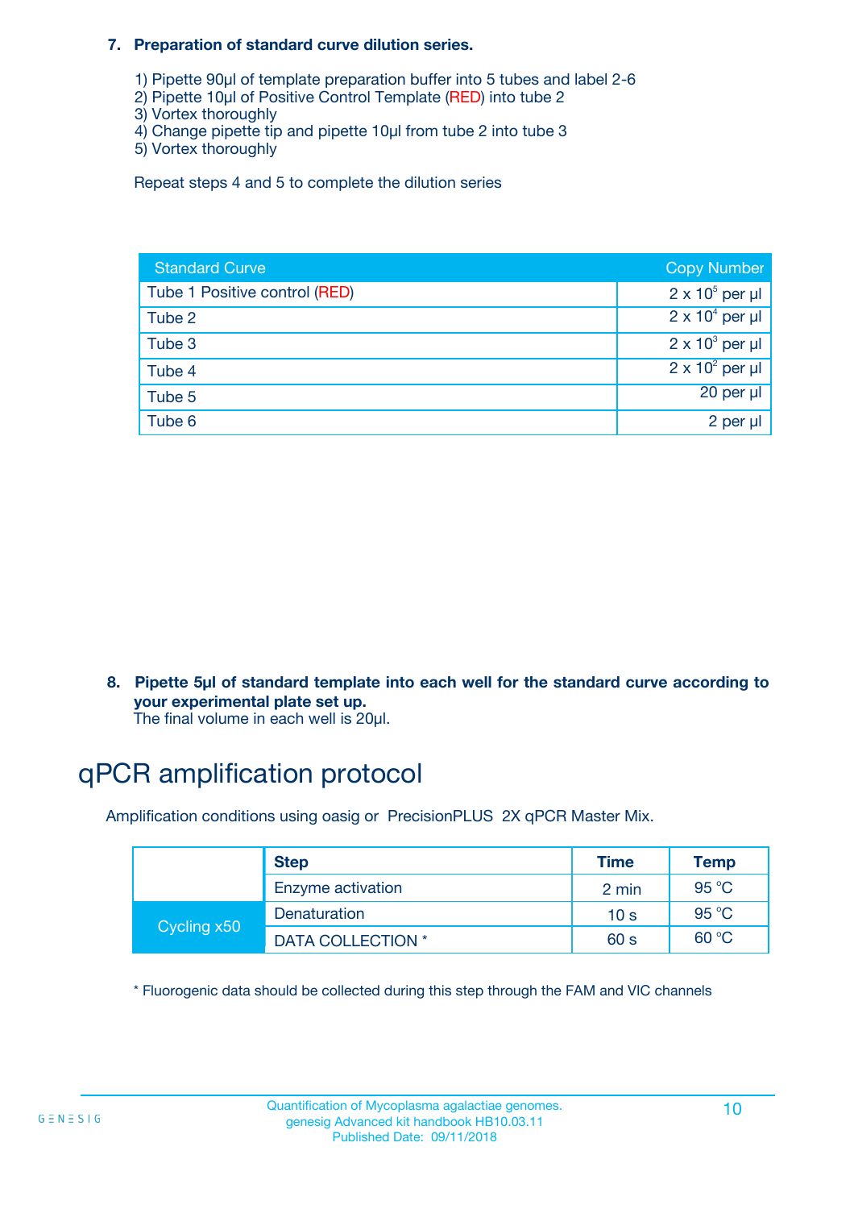**7. Preparation of standard curve dilution series.**

1) Pipette 90µl of template preparation buffer into 5 tubes and label 2-6
2) Pipette 10µl of Positive Control Template (RED) into tube 2
3) Vortex thoroughly
4) Change pipette tip and pipette 10µl from tube 2 into tube 3
5) Vortex thoroughly

Repeat steps 4 and 5 to complete the dilution series

| Standard Curve | Copy Number |
|---|---|
| Tube 1 Positive control (RED) | $2 \times 10^5$ per µl |
| Tube 2 | $2 \times 10^4$ per µl |
| Tube 3 | $2 \times 10^3$ per µl |
| Tube 4 | $2 \times 10^2$ per µl |
| Tube 5 | 20 per µl |
| Tube 6 | 2 per µl |

**8. Pipette 5µl of standard template into each well for the standard curve according to your experimental plate set up.**
The final volume in each well is 20µl.

# qPCR amplification protocol

Amplification conditions using oasig or PrecisionPLUS 2X qPCR Master Mix.

| | Step | Time | Temp |
|---|---|---|---|
| | Enzyme activation | 2 min | 95 °C |
| Cycling x50 | Denaturation | 10 s | 95 °C |
| | DATA COLLECTION * | 60 s | 60 °C |

* Fluorogenic data should be collected during this step through the FAM and VIC channels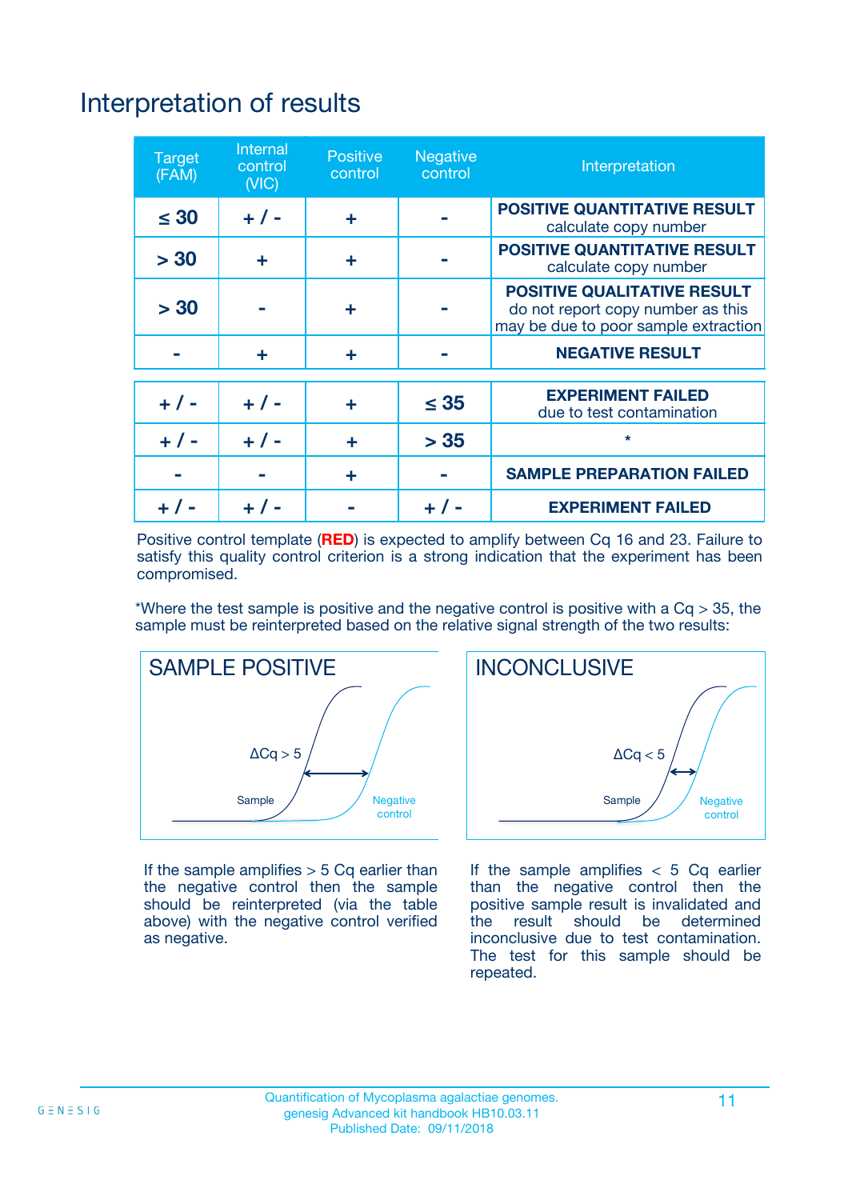# Interpretation of results

| Target (FAM) | Internal control (VIC) | Positive control | Negative control | Interpretation |
|---|---|---|---|---|
| ≤ 30 | + / - | + | - | **POSITIVE QUANTITATIVE RESULT** calculate copy number |
| > 30 | + | + | - | **POSITIVE QUANTITATIVE RESULT** calculate copy number |
| > 30 | - | + | - | **POSITIVE QUALITATIVE RESULT** do not report copy number as this may be due to poor sample extraction |
| - | + | + | - | **NEGATIVE RESULT** |
| + / - | + / - | + | ≤ 35 | **EXPERIMENT FAILED** due to test contamination |
| + / - | + / - | + | > 35 | * |
| - | - | + | - | **SAMPLE PREPARATION FAILED** |
| + / - | + / - | - | + / - | **EXPERIMENT FAILED** |

Positive control template (**RED**) is expected to amplify between Cq 16 and 23. Failure to satisfy this quality control criterion is a strong indication that the experiment has been compromised.

*Where the test sample is positive and the negative control is positive with a Cq > 35, the sample must be reinterpreted based on the relative signal strength of the two results:

SAMPLE POSITIVE

ΔCq > 5

Sample

Negative control

If the sample amplifies > 5 Cq earlier than the negative control then the sample should be reinterpreted (via the table above) with the negative control verified as negative.

INCONCLUSIVE

ΔCq < 5

Sample

Negative control

If the sample amplifies < 5 Cq earlier than the negative control then the positive sample result is invalidated and the result should be determined inconclusive due to test contamination. The test for this sample should be repeated.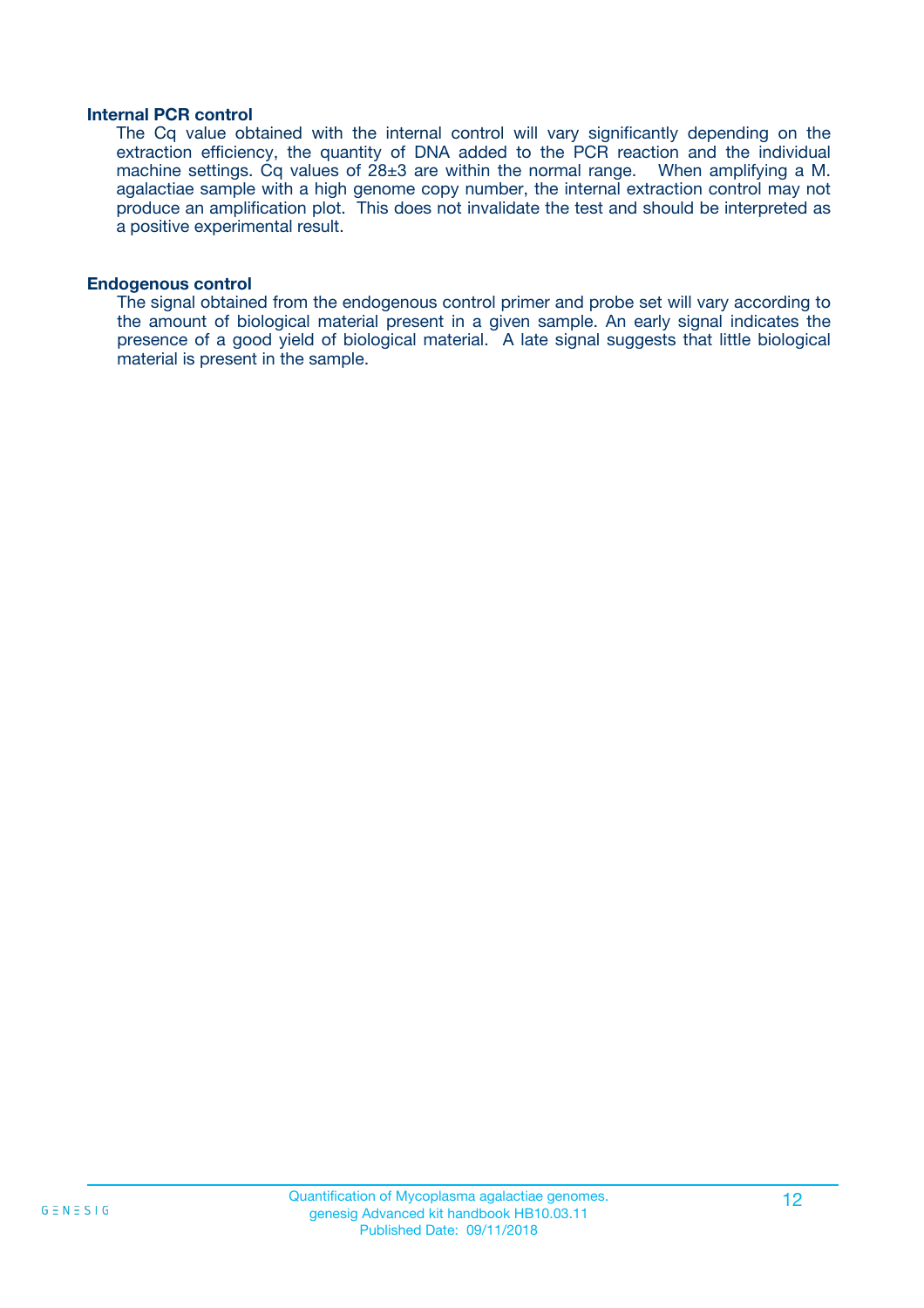### Internal PCR control

The Cq value obtained with the internal control will vary significantly depending on the extraction efficiency, the quantity of DNA added to the PCR reaction and the individual machine settings. Cq values of 28±3 are within the normal range. When amplifying a M. agalactiae sample with a high genome copy number, the internal extraction control may not produce an amplification plot. This does not invalidate the test and should be interpreted as a positive experimental result.

### Endogenous control

The signal obtained from the endogenous control primer and probe set will vary according to the amount of biological material present in a given sample. An early signal indicates the presence of a good yield of biological material. A late signal suggests that little biological material is present in the sample.